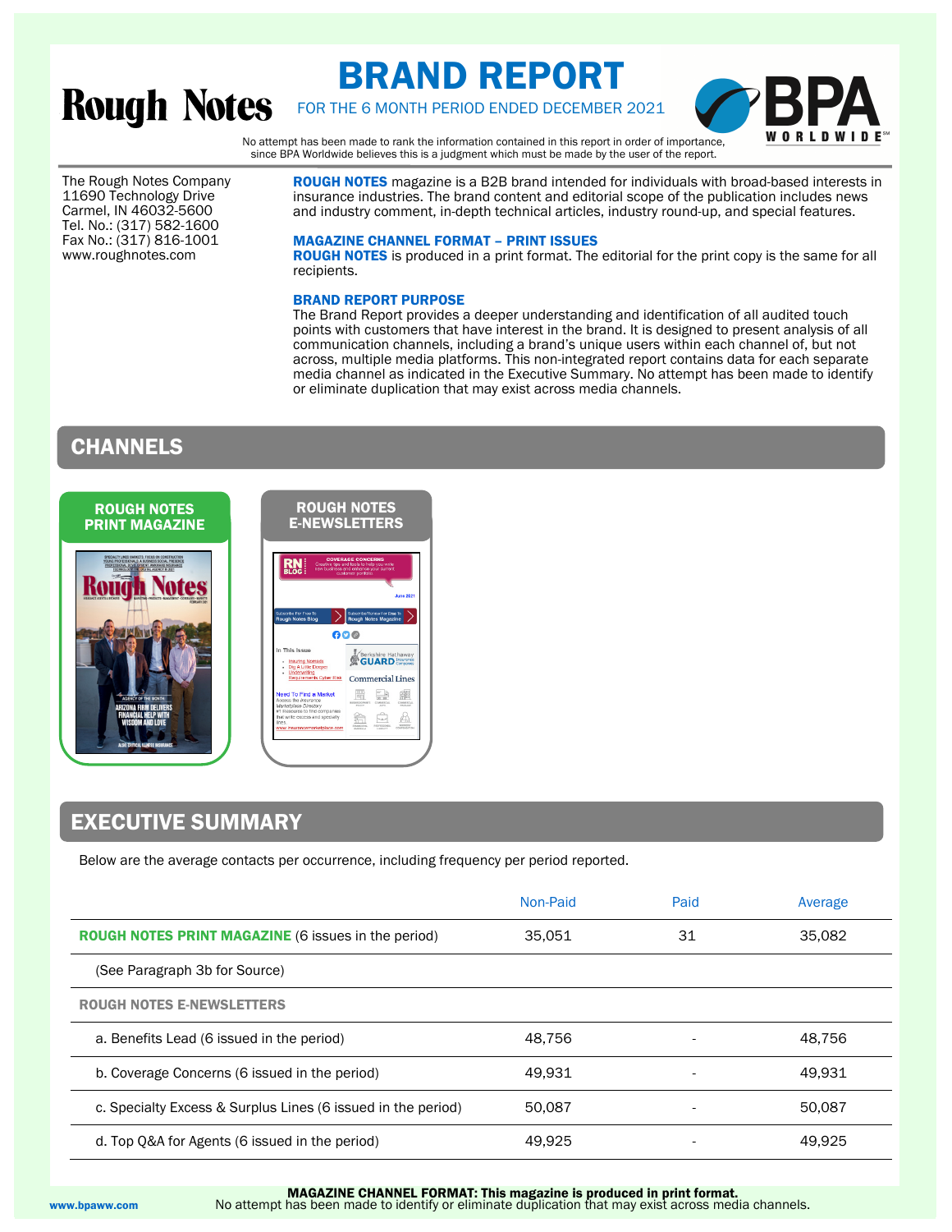# Rough Notes

# BRAND REPORT

FOR THE 6 MONTH PERIOD ENDED DECEMBER 2021

BPA WORLDWIDE

No attempt has been made to rank the information contained in this report in order of importance, since BPA Worldwide believes this is a judgment which must be made by the user of the report.

The Rough Notes Company
11690 Technology Drive
Carmel, IN 46032-5600
Tel. No.: (317) 582-1600
Fax No.: (317) 816-1001
www.roughnotes.com

**ROUGH NOTES** magazine is a B2B brand intended for individuals with broad-based interests in insurance industries. The brand content and editorial scope of the publication includes news and industry comment, in-depth technical articles, industry round-up, and special features.

**MAGAZINE CHANNEL FORMAT – PRINT ISSUES**

**ROUGH NOTES** is produced in a print format. The editorial for the print copy is the same for all recipients.

**BRAND REPORT PURPOSE**

The Brand Report provides a deeper understanding and identification of all audited touch points with customers that have interest in the brand. It is designed to present analysis of all communication channels, including a brand's unique users within each channel of, but not across, multiple media platforms. This non-integrated report contains data for each separate media channel as indicated in the Executive Summary. No attempt has been made to identify or eliminate duplication that may exist across media channels.

## CHANNELS

**ROUGH NOTES PRINT MAGAZINE**

**ROUGH NOTES E-NEWSLETTERS**

## EXECUTIVE SUMMARY

Below are the average contacts per occurrence, including frequency per period reported.

| | Non-Paid | Paid | Average |
|---|---|---|---|
| **ROUGH NOTES PRINT MAGAZINE** (6 issues in the period) | 35,051 | 31 | 35,082 |
| (See Paragraph 3b for Source) | | | |
| **ROUGH NOTES E-NEWSLETTERS** | | | |
| a. Benefits Lead (6 issued in the period) | 48,756 | - | 48,756 |
| b. Coverage Concerns (6 issued in the period) | 49,931 | - | 49,931 |
| c. Specialty Excess & Surplus Lines (6 issued in the period) | 50,087 | - | 50,087 |
| d. Top Q&A for Agents (6 issued in the period) | 49,925 | - | 49,925 |

**MAGAZINE CHANNEL FORMAT: This magazine is produced in print format.**
No attempt has been made to identify or eliminate duplication that may exist across media channels.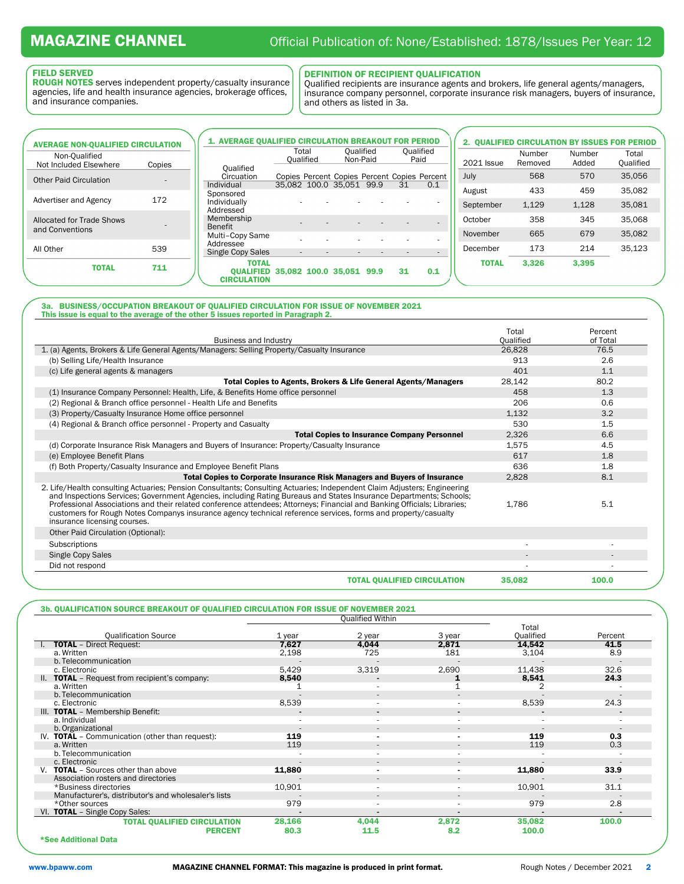## MAGAZINE CHANNEL

Official Publication of: None/Established: 1878/Issues Per Year: 12

### FIELD SERVED

**ROUGH NOTES** serves independent property/casualty insurance agencies, life and health insurance agencies, brokerage offices, and insurance companies.

### DEFINITION OF RECIPIENT QUALIFICATION

Qualified recipients are insurance agents and brokers, life general agents/managers, insurance company personnel, corporate insurance risk managers, buyers of insurance, and others as listed in 3a.

### AVERAGE NON-QUALIFIED CIRCULATION

| Non-Qualified Not Included Elsewhere | Copies |
|---|---|
| Other Paid Circulation | - |
| Advertiser and Agency | 172 |
| Allocated for Trade Shows and Conventions | - |
| All Other | 539 |
| **TOTAL** | **711** |

### 1. AVERAGE QUALIFIED CIRCULATION BREAKOUT FOR PERIOD

| Qualified Circuation | Total Qualified | | Qualified Non-Paid | | Qualified Paid | |
|---|---|---|---|---|---|---|
| | Copies | Percent | Copies | Percent | Copies | Percent |
| Individual | 35,082 | 100.0 | 35,051 | 99.9 | 31 | 0.1 |
| Sponsored Individually Addressed | - | - | - | - | - | - |
| Membership Benefit | - | - | - | - | - | - |
| Multi-Copy Same Addressee | - | - | - | - | - | - |
| Single Copy Sales | - | - | - | - | - | - |
| **TOTAL QUALIFIED CIRCULATION** | **35,082** | **100.0** | **35,051** | **99.9** | **31** | **0.1** |

### 2. QUALIFIED CIRCULATION BY ISSUES FOR PERIOD

| 2021 Issue | Number Removed | Number Added | Total Qualified |
|---|---|---|---|
| July | 568 | 570 | 35,056 |
| August | 433 | 459 | 35,082 |
| September | 1,129 | 1,128 | 35,081 |
| October | 358 | 345 | 35,068 |
| November | 665 | 679 | 35,082 |
| December | 173 | 214 | 35,123 |
| **TOTAL** | **3,326** | **3,395** | |

### 3a. BUSINESS/OCCUPATION BREAKOUT OF QUALIFIED CIRCULATION FOR ISSUE OF NOVEMBER 2021

**This issue is equal to the average of the other 5 issues reported in Paragraph 2.**

| Business and Industry | Total Qualified | Percent of Total |
|---|---|---|
| 1. (a) Agents, Brokers & Life General Agents/Managers: Selling Property/Casualty Insurance | 26,828 | 76.5 |
| (b) Selling Life/Health Insurance | 913 | 2.6 |
| (c) Life general agents & managers | 401 | 1.1 |
| **Total Copies to Agents, Brokers & Life General Agents/Managers** | 28,142 | 80.2 |
| (1) Insurance Company Personnel: Health, Life, & Benefits Home office personnel | 458 | 1.3 |
| (2) Regional & Branch office personnel - Health Life and Benefits | 206 | 0.6 |
| (3) Property/Casualty Insurance Home office personnel | 1,132 | 3.2 |
| (4) Regional & Branch office personnel - Property and Casualty | 530 | 1.5 |
| **Total Copies to Insurance Company Personnel** | 2,326 | 6.6 |
| (d) Corporate Insurance Risk Managers and Buyers of Insurance: Property/Casualty Insurance | 1,575 | 4.5 |
| (e) Employee Benefit Plans | 617 | 1.8 |
| (f) Both Property/Casualty Insurance and Employee Benefit Plans | 636 | 1.8 |
| **Total Copies to Corporate Insurance Risk Managers and Buyers of Insurance** | 2,828 | 8.1 |
| 2. Life/Health consulting Actuaries; Pension Consultants; Consulting Actuaries; Independent Claim Adjusters; Engineering and Inspections Services; Government Agencies, including Rating Bureaus and States Insurance Departments; Schools; Professional Associations and their related conference attendees; Attorneys; Financial and Banking Officials; Libraries; customers for Rough Notes Companys insurance agency technical reference services, forms and property/casualty insurance licensing courses. | 1,786 | 5.1 |
| Other Paid Circulation (Optional): | | |
| Subscriptions | - | - |
| Single Copy Sales | - | - |
| Did not respond | - | - |
| **TOTAL QUALIFIED CIRCULATION** | **35,082** | **100.0** |

### 3b. QUALIFICATION SOURCE BREAKOUT OF QUALIFIED CIRCULATION FOR ISSUE OF NOVEMBER 2021

| Qualification Source | Qualified Within 1 year | 2 year | 3 year | Total Qualified | Percent |
|---|---|---|---|---|---|
| I. **TOTAL** – Direct Request: | **7,627** | **4,044** | **2,871** | **14,542** | **41.5** |
| a. Written | 2,198 | 725 | 181 | 3,104 | 8.9 |
| b. Telecommunication | - | - | - | - | - |
| c. Electronic | 5,429 | 3,319 | 2,690 | 11,438 | 32.6 |
| II. **TOTAL** – Request from recipient's company: | **8,540** | **-** | **1** | **8,541** | **24.3** |
| a. Written | 1 | - | 1 | 2 | - |
| b. Telecommunication | - | - | - | - | - |
| c. Electronic | 8,539 | - | - | 8,539 | 24.3 |
| III. **TOTAL** – Membership Benefit: | **-** | **-** | **-** | **-** | **-** |
| a. Individual | - | - | - | - | - |
| b. Organizational | - | - | - | - | - |
| IV. **TOTAL** – Communication (other than request): | **119** | **-** | **-** | **119** | **0.3** |
| a. Written | 119 | - | - | 119 | 0.3 |
| b. Telecommunication | - | - | - | - | - |
| c. Electronic | - | - | - | - | - |
| V. **TOTAL** – Sources other than above | **11,880** | **-** | **-** | **11,880** | **33.9** |
| Association rosters and directories | - | - | - | - | - |
| *Business directories | 10,901 | - | - | 10,901 | 31.1 |
| Manufacturer's, distributor's and wholesaler's lists | - | - | - | - | - |
| *Other sources | 979 | - | - | 979 | 2.8 |
| VI. **TOTAL** – Single Copy Sales: | **-** | **-** | **-** | **-** | **-** |
| **TOTAL QUALIFIED CIRCULATION** | **28,166** | **4,044** | **2,872** | **35,082** | **100.0** |
| **PERCENT** | **80.3** | **11.5** | **8.2** | **100.0** | |

***See Additional Data**

www.bpaww.com

**MAGAZINE CHANNEL FORMAT: This magazine is produced in print format.**

Rough Notes / December 2021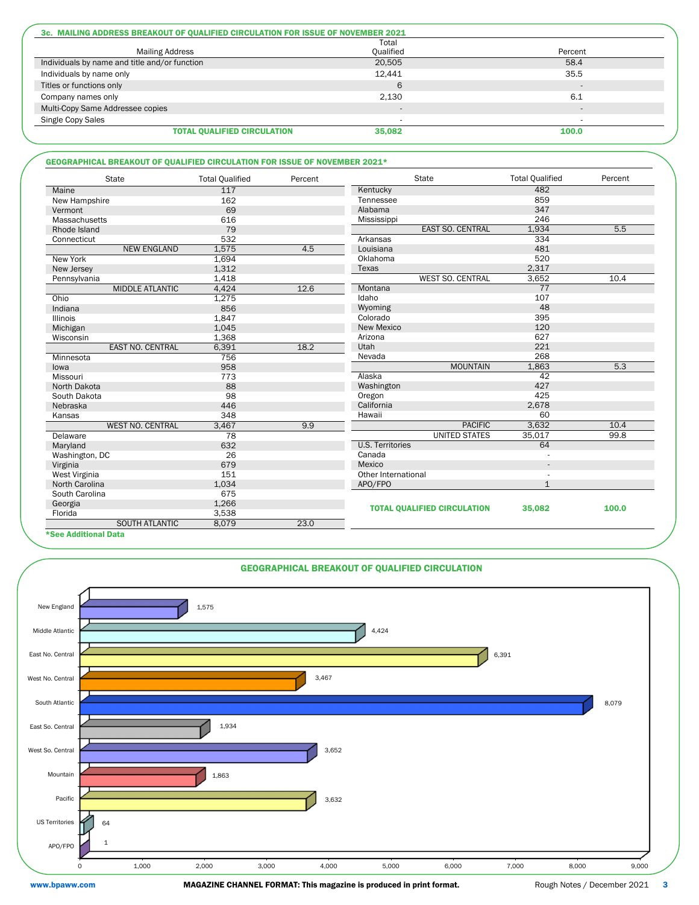### 3c. MAILING ADDRESS BREAKOUT OF QUALIFIED CIRCULATION FOR ISSUE OF NOVEMBER 2021

| Mailing Address | Total Qualified | Percent |
|---|---|---|
| Individuals by name and title and/or function | 20,505 | 58.4 |
| Individuals by name only | 12,441 | 35.5 |
| Titles or functions only | 6 | - |
| Company names only | 2,130 | 6.1 |
| Multi-Copy Same Addressee copies | - | - |
| Single Copy Sales | - | - |
| **TOTAL QUALIFIED CIRCULATION** | **35,082** | **100.0** |

### GEOGRAPHICAL BREAKOUT OF QUALIFIED CIRCULATION FOR ISSUE OF NOVEMBER 2021*

| State | Total Qualified | Percent |
|---|---|---|
| Maine | 117 | |
| New Hampshire | 162 | |
| Vermont | 69 | |
| Massachusetts | 616 | |
| Rhode Island | 79 | |
| Connecticut | 532 | |
| NEW ENGLAND | 1,575 | 4.5 |
| New York | 1,694 | |
| New Jersey | 1,312 | |
| Pennsylvania | 1,418 | |
| MIDDLE ATLANTIC | 4,424 | 12.6 |
| Ohio | 1,275 | |
| Indiana | 856 | |
| Illinois | 1,847 | |
| Michigan | 1,045 | |
| Wisconsin | 1,368 | |
| EAST NO. CENTRAL | 6,391 | 18.2 |
| Minnesota | 756 | |
| Iowa | 958 | |
| Missouri | 773 | |
| North Dakota | 88 | |
| South Dakota | 98 | |
| Nebraska | 446 | |
| Kansas | 348 | |
| WEST NO. CENTRAL | 3,467 | 9.9 |
| Delaware | 78 | |
| Maryland | 632 | |
| Washington, DC | 26 | |
| Virginia | 679 | |
| West Virginia | 151 | |
| North Carolina | 1,034 | |
| South Carolina | 675 | |
| Georgia | 1,266 | |
| Florida | 3,538 | |
| SOUTH ATLANTIC | 8,079 | 23.0 |
| Kentucky | 482 | |
| Tennessee | 859 | |
| Alabama | 347 | |
| Mississippi | 246 | |
| EAST SO. CENTRAL | 1,934 | 5.5 |
| Arkansas | 334 | |
| Louisiana | 481 | |
| Oklahoma | 520 | |
| Texas | 2,317 | |
| WEST SO. CENTRAL | 3,652 | 10.4 |
| Montana | 77 | |
| Idaho | 107 | |
| Wyoming | 48 | |
| Colorado | 395 | |
| New Mexico | 120 | |
| Arizona | 627 | |
| Utah | 221 | |
| Nevada | 268 | |
| MOUNTAIN | 1,863 | 5.3 |
| Alaska | 42 | |
| Washington | 427 | |
| Oregon | 425 | |
| California | 2,678 | |
| Hawaii | 60 | |
| PACIFIC | 3,632 | 10.4 |
| UNITED STATES | 35,017 | 99.8 |
| U.S. Territories | 64 | |
| Canada | - | |
| Mexico | - | |
| Other International | - | |
| APO/FPO | 1 | |
| **TOTAL QUALIFIED CIRCULATION** | **35,082** | **100.0** |

***See Additional Data**

### GEOGRAPHICAL BREAKOUT OF QUALIFIED CIRCULATION

| Region | Total Qualified |
|---|---|
| New England | 1,575 |
| Middle Atlantic | 4,424 |
| East No. Central | 6,391 |
| West No. Central | 3,467 |
| South Atlantic | 8,079 |
| East So. Central | 1,934 |
| West So. Central | 3,652 |
| Mountain | 1,863 |
| Pacific | 3,632 |
| US Territories | 64 |
| APO/FPO | 1 |

www.bpaww.com

**MAGAZINE CHANNEL FORMAT: This magazine is produced in print format.**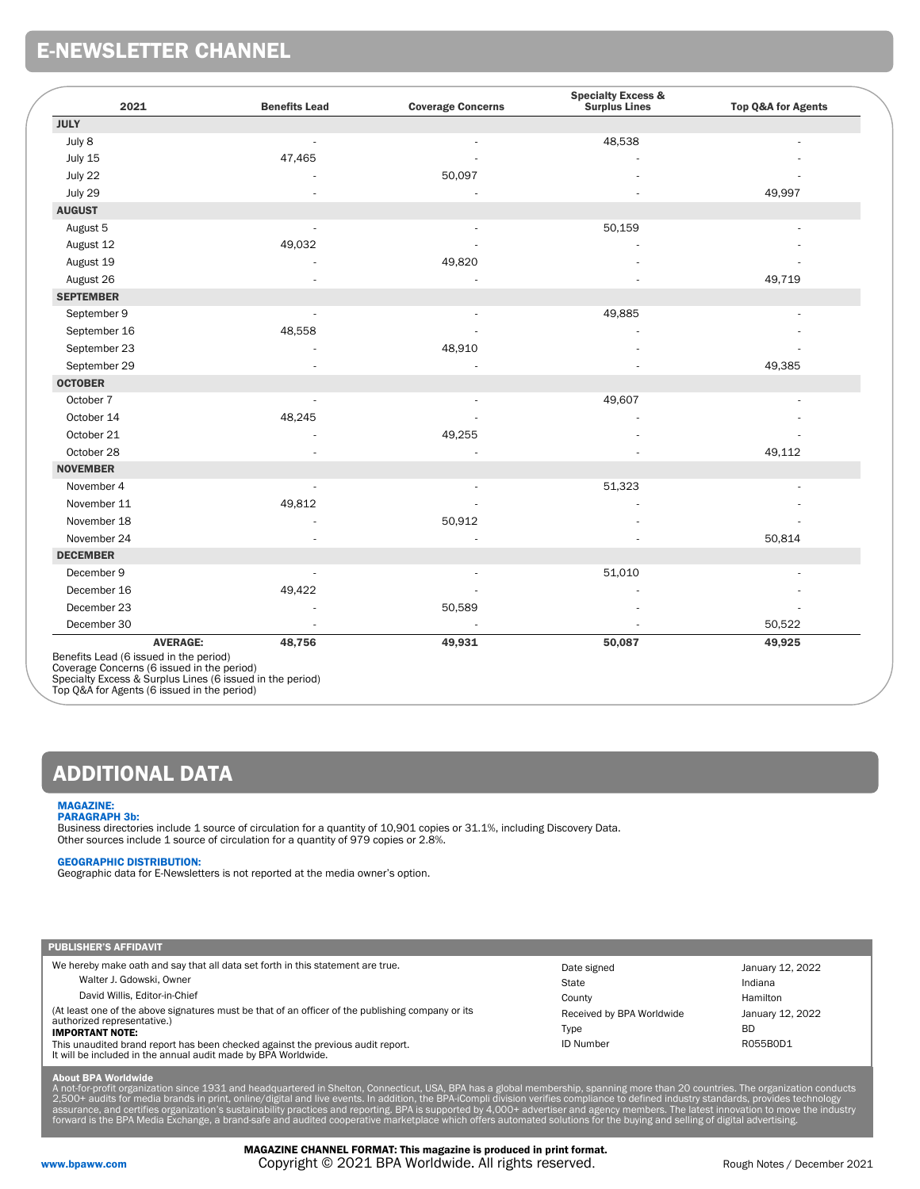## E-NEWSLETTER CHANNEL

| 2021 | Benefits Lead | Coverage Concerns | Specialty Excess & Surplus Lines | Top Q&A for Agents |
|---|---|---|---|---|
| **JULY** | | | | |
| July 8 | - | - | 48,538 | - |
| July 15 | 47,465 | - | - | - |
| July 22 | - | 50,097 | - | - |
| July 29 | - | - | - | 49,997 |
| **AUGUST** | | | | |
| August 5 | - | - | 50,159 | - |
| August 12 | 49,032 | - | - | - |
| August 19 | - | 49,820 | - | - |
| August 26 | - | - | - | 49,719 |
| **SEPTEMBER** | | | | |
| September 9 | - | - | 49,885 | - |
| September 16 | 48,558 | - | - | - |
| September 23 | - | 48,910 | - | - |
| September 29 | - | - | - | 49,385 |
| **OCTOBER** | | | | |
| October 7 | - | - | 49,607 | - |
| October 14 | 48,245 | - | - | - |
| October 21 | - | 49,255 | - | - |
| October 28 | - | - | - | 49,112 |
| **NOVEMBER** | | | | |
| November 4 | - | - | 51,323 | - |
| November 11 | 49,812 | - | - | - |
| November 18 | - | 50,912 | - | - |
| November 24 | - | - | - | 50,814 |
| **DECEMBER** | | | | |
| December 9 | - | - | 51,010 | - |
| December 16 | 49,422 | - | - | - |
| December 23 | - | 50,589 | - | - |
| December 30 | - | - | - | 50,522 |
| **AVERAGE:** | **48,756** | **49,931** | **50,087** | **49,925** |

Benefits Lead (6 issued in the period)
Coverage Concerns (6 issued in the period)
Specialty Excess & Surplus Lines (6 issued in the period)
Top Q&A for Agents (6 issued in the period)

## ADDITIONAL DATA

**MAGAZINE:**
**PARAGRAPH 3b:**
Business directories include 1 source of circulation for a quantity of 10,901 copies or 31.1%, including Discovery Data.
Other sources include 1 source of circulation for a quantity of 979 copies or 2.8%.

**GEOGRAPHIC DISTRIBUTION:**
Geographic data for E-Newsletters is not reported at the media owner's option.

### PUBLISHER'S AFFIDAVIT

We hereby make oath and say that all data set forth in this statement are true.

Walter J. Gdowski, Owner

David Willis, Editor-in-Chief

(At least one of the above signatures must be that of an officer of the publishing company or its authorized representative.)

**IMPORTANT NOTE:**
This unaudited brand report has been checked against the previous audit report.
It will be included in the annual audit made by BPA Worldwide.

| | |
|---|---|
| Date signed | January 12, 2022 |
| State | Indiana |
| County | Hamilton |
| Received by BPA Worldwide | January 12, 2022 |
| Type | BD |
| ID Number | R055B0D1 |

**About BPA Worldwide**
A not-for-profit organization since 1931 and headquartered in Shelton, Connecticut, USA, BPA has a global membership, spanning more than 20 countries. The organization conducts 2,500+ audits for media brands in print, online/digital and live events. In addition, the BPA-iCompli division verifies compliance to defined industry standards, provides technology assurance, and certifies organization's sustainability practices and reporting. BPA is supported by 4,000+ advertiser and agency members. The latest innovation to move the industry forward is the BPA Media Exchange, a brand-safe and audited cooperative marketplace which offers automated solutions for the buying and selling of digital advertising.

**MAGAZINE CHANNEL FORMAT: This magazine is produced in print format.**
Copyright © 2021 BPA Worldwide. All rights reserved.

www.bpaww.com

Rough Notes / December 2021